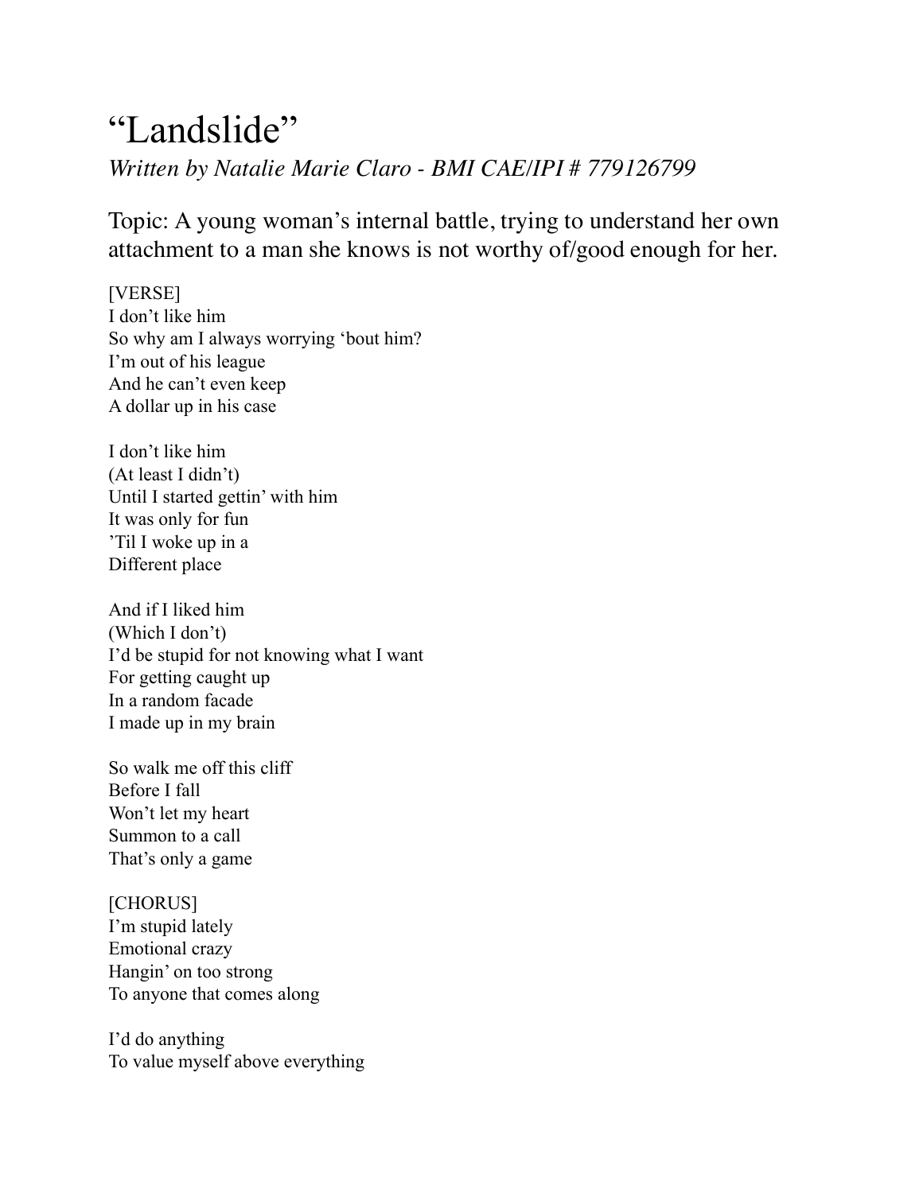# "Landslide"

*Written by Natalie Marie Claro - BMI CAE/IPI # 779126799*

Topic: A young woman's internal battle, trying to understand her own attachment to a man she knows is not worthy of/good enough for her.

[VERSE]
I don't like him
So why am I always worrying 'bout him?
I'm out of his league
And he can't even keep
A dollar up in his case

I don't like him
(At least I didn't)
Until I started gettin' with him
It was only for fun
'Til I woke up in a
Different place

And if I liked him
(Which I don't)
I'd be stupid for not knowing what I want
For getting caught up
In a random facade
I made up in my brain

So walk me off this cliff
Before I fall
Won't let my heart
Summon to a call
That's only a game

[CHORUS]
I'm stupid lately
Emotional crazy
Hangin' on too strong
To anyone that comes along

I'd do anything
To value myself above everything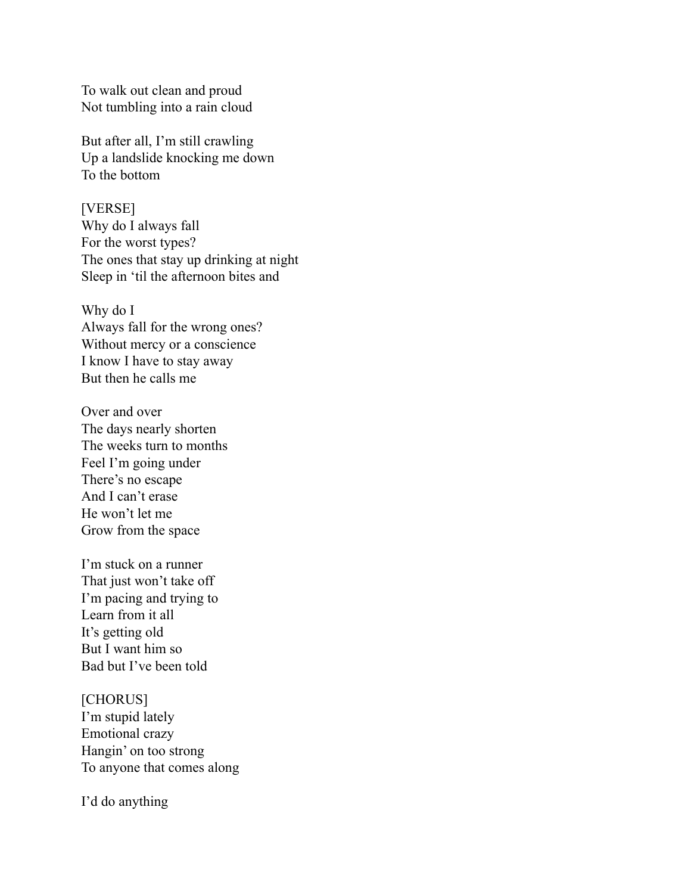To walk out clean and proud
Not tumbling into a rain cloud

But after all, I’m still crawling
Up a landslide knocking me down
To the bottom

[VERSE]
Why do I always fall
For the worst types?
The ones that stay up drinking at night
Sleep in ‘til the afternoon bites and

Why do I
Always fall for the wrong ones?
Without mercy or a conscience
I know I have to stay away
But then he calls me

Over and over
The days nearly shorten
The weeks turn to months
Feel I’m going under
There’s no escape
And I can’t erase
He won’t let me
Grow from the space

I’m stuck on a runner
That just won’t take off
I’m pacing and trying to
Learn from it all
It’s getting old
But I want him so
Bad but I’ve been told

[CHORUS]
I’m stupid lately
Emotional crazy
Hangin’ on too strong
To anyone that comes along

I’d do anything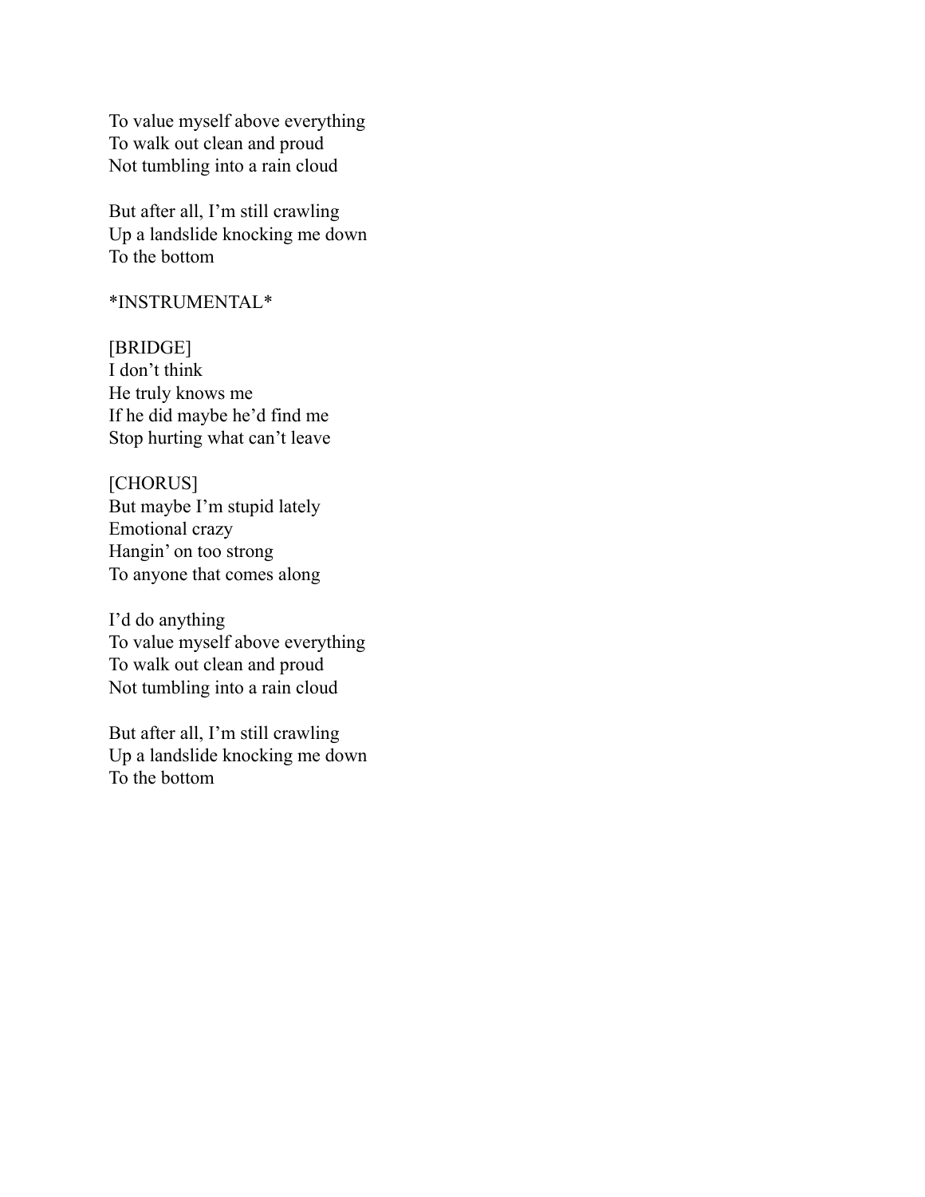To value myself above everything
To walk out clean and proud
Not tumbling into a rain cloud

But after all, I'm still crawling
Up a landslide knocking me down
To the bottom

*INSTRUMENTAL*

[BRIDGE]
I don't think
He truly knows me
If he did maybe he'd find me
Stop hurting what can't leave

[CHORUS]
But maybe I'm stupid lately
Emotional crazy
Hangin' on too strong
To anyone that comes along

I'd do anything
To value myself above everything
To walk out clean and proud
Not tumbling into a rain cloud

But after all, I'm still crawling
Up a landslide knocking me down
To the bottom